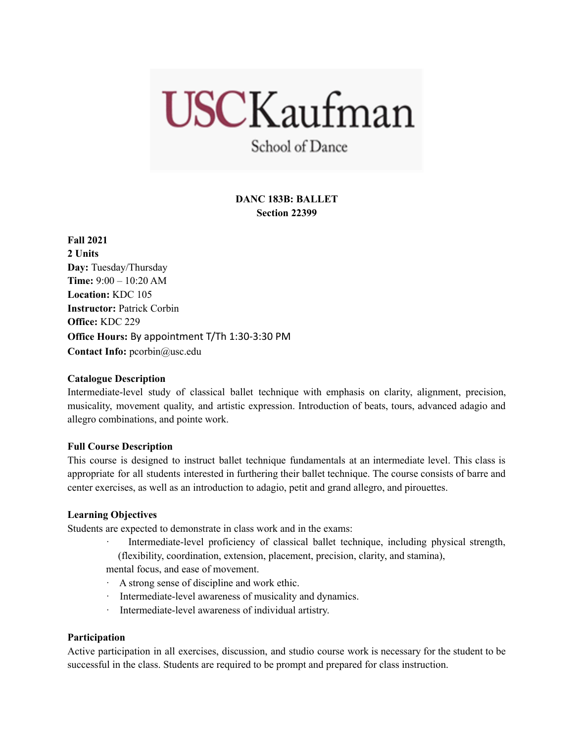USCKaufman

School of Dance

**DANC 183B: BALLET**
**Section 22399**

**Fall 2021**
**2 Units**
**Day:** Tuesday/Thursday
**Time:** 9:00 – 10:20 AM
**Location:** KDC 105
**Instructor:** Patrick Corbin
**Office:** KDC 229
**Office Hours:** By appointment T/Th 1:30-3:30 PM
**Contact Info:** pcorbin@usc.edu

**Catalogue Description**

Intermediate-level study of classical ballet technique with emphasis on clarity, alignment, precision, musicality, movement quality, and artistic expression. Introduction of beats, tours, advanced adagio and allegro combinations, and pointe work.

**Full Course Description**

This course is designed to instruct ballet technique fundamentals at an intermediate level. This class is appropriate for all students interested in furthering their ballet technique. The course consists of barre and center exercises, as well as an introduction to adagio, petit and grand allegro, and pirouettes.

**Learning Objectives**

Students are expected to demonstrate in class work and in the exams:

- Intermediate-level proficiency of classical ballet technique, including physical strength, (flexibility, coordination, extension, placement, precision, clarity, and stamina), mental focus, and ease of movement.
- A strong sense of discipline and work ethic.
- Intermediate-level awareness of musicality and dynamics.
- Intermediate-level awareness of individual artistry.

**Participation**

Active participation in all exercises, discussion, and studio course work is necessary for the student to be successful in the class. Students are required to be prompt and prepared for class instruction.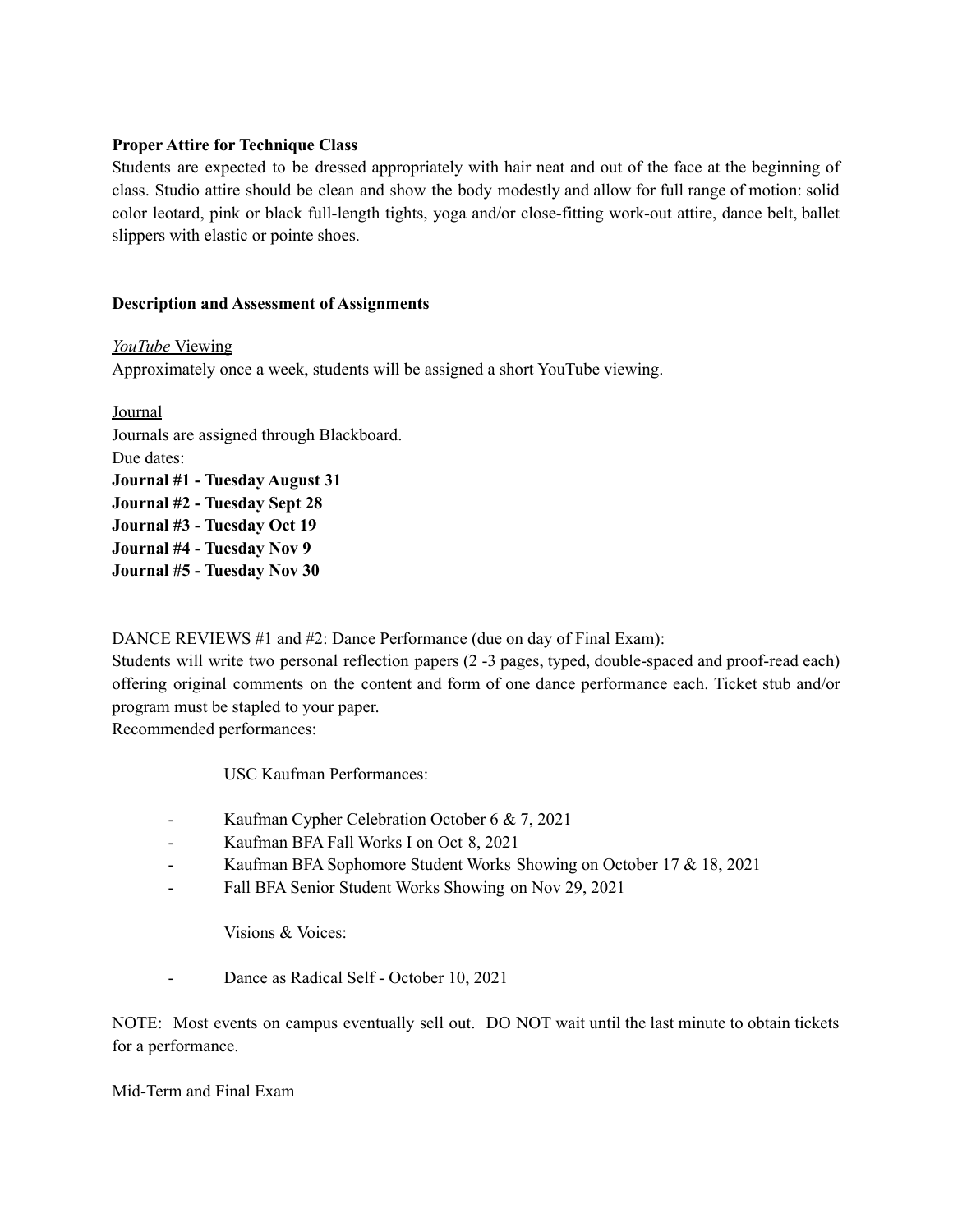**Proper Attire for Technique Class**

Students are expected to be dressed appropriately with hair neat and out of the face at the beginning of class. Studio attire should be clean and show the body modestly and allow for full range of motion: solid color leotard, pink or black full-length tights, yoga and/or close-fitting work-out attire, dance belt, ballet slippers with elastic or pointe shoes.

**Description and Assessment of Assignments**

*YouTube* Viewing

Approximately once a week, students will be assigned a short YouTube viewing.

Journal

Journals are assigned through Blackboard.

Due dates:

**Journal #1 - Tuesday August 31**
**Journal #2 - Tuesday Sept 28**
**Journal #3 - Tuesday Oct 19**
**Journal #4 - Tuesday Nov 9**
**Journal #5 - Tuesday Nov 30**

DANCE REVIEWS #1 and #2: Dance Performance (due on day of Final Exam):

Students will write two personal reflection papers (2 -3 pages, typed, double-spaced and proof-read each) offering original comments on the content and form of one dance performance each. Ticket stub and/or program must be stapled to your paper.

Recommended performances:

USC Kaufman Performances:

- Kaufman Cypher Celebration October 6 & 7, 2021
- Kaufman BFA Fall Works I on Oct 8, 2021
- Kaufman BFA Sophomore Student Works Showing on October 17 & 18, 2021
- Fall BFA Senior Student Works Showing on Nov 29, 2021

Visions & Voices:

- Dance as Radical Self - October 10, 2021

NOTE: Most events on campus eventually sell out. DO NOT wait until the last minute to obtain tickets for a performance.

Mid-Term and Final Exam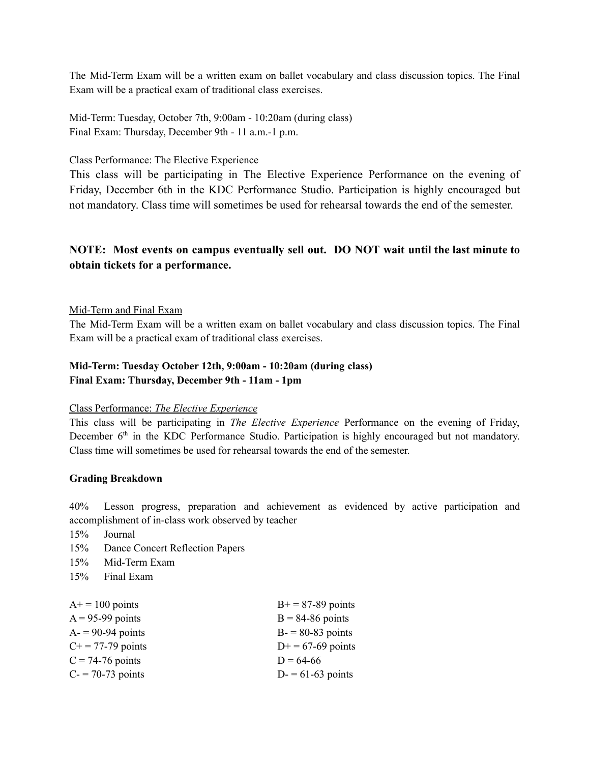The Mid-Term Exam will be a written exam on ballet vocabulary and class discussion topics. The Final Exam will be a practical exam of traditional class exercises.

Mid-Term: Tuesday, October 7th, 9:00am - 10:20am (during class)
Final Exam: Thursday, December 9th - 11 a.m.-1 p.m.

Class Performance: The Elective Experience

This class will be participating in The Elective Experience Performance on the evening of Friday, December 6th in the KDC Performance Studio. Participation is highly encouraged but not mandatory. Class time will sometimes be used for rehearsal towards the end of the semester.

**NOTE: Most events on campus eventually sell out. DO NOT wait until the last minute to obtain tickets for a performance.**

Mid-Term and Final Exam

The Mid-Term Exam will be a written exam on ballet vocabulary and class discussion topics. The Final Exam will be a practical exam of traditional class exercises.

**Mid-Term: Tuesday October 12th, 9:00am - 10:20am (during class)**
**Final Exam: Thursday, December 9th - 11am - 1pm**

Class Performance: *The Elective Experience*

This class will be participating in *The Elective Experience* Performance on the evening of Friday, December 6th in the KDC Performance Studio. Participation is highly encouraged but not mandatory. Class time will sometimes be used for rehearsal towards the end of the semester.

**Grading Breakdown**

40% Lesson progress, preparation and achievement as evidenced by active participation and accomplishment of in-class work observed by teacher
15% Journal
15% Dance Concert Reflection Papers
15% Mid-Term Exam
15% Final Exam

| | |
|---|---|
| A+ = 100 points | B+ = 87-89 points |
| A = 95-99 points | B = 84-86 points |
| A- = 90-94 points | B- = 80-83 points |
| C+ = 77-79 points | D+ = 67-69 points |
| C = 74-76 points | D = 64-66 |
| C- = 70-73 points | D- = 61-63 points |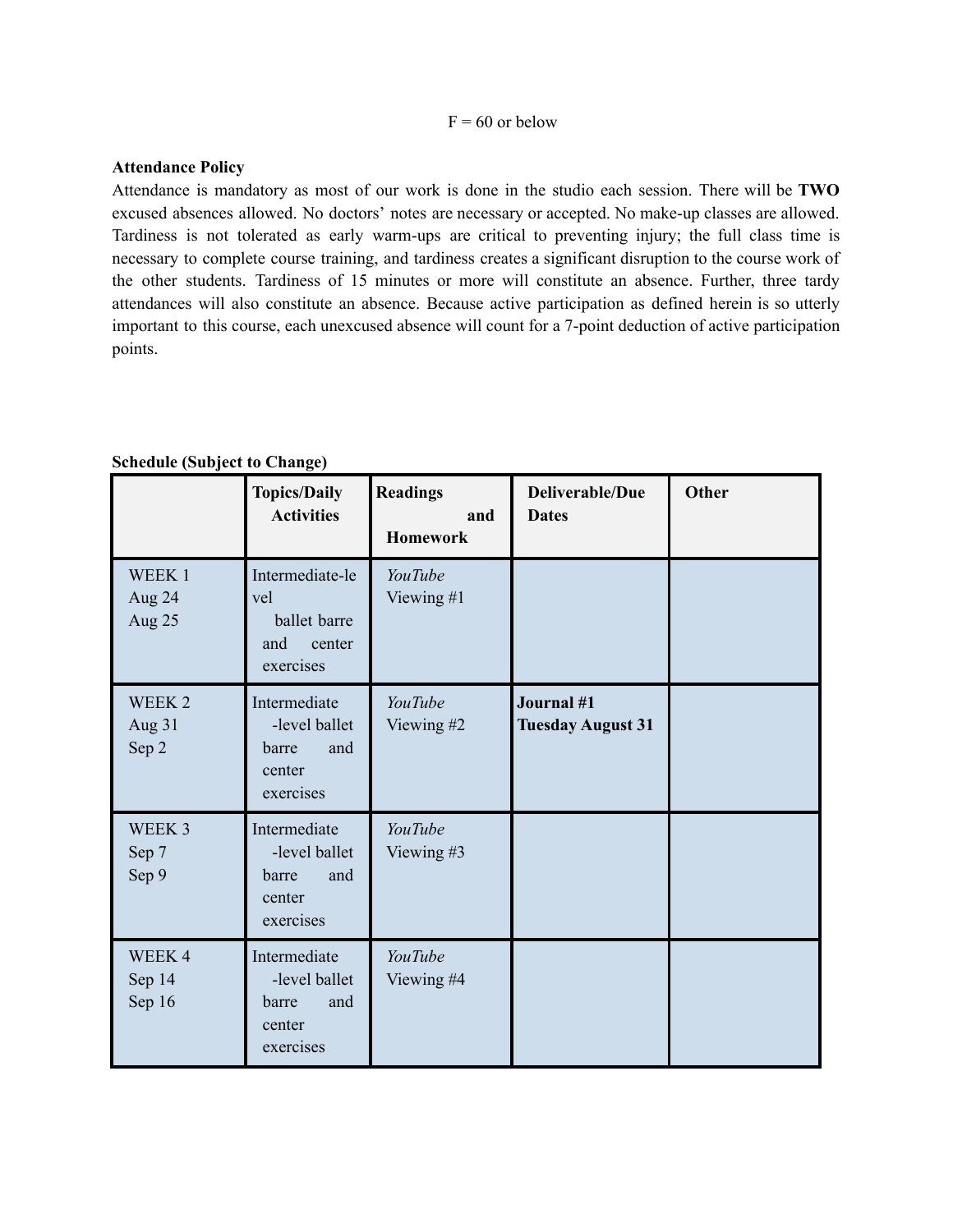F = 60 or below

**Attendance Policy**

Attendance is mandatory as most of our work is done in the studio each session. There will be **TWO** excused absences allowed. No doctors' notes are necessary or accepted. No make-up classes are allowed. Tardiness is not tolerated as early warm-ups are critical to preventing injury; the full class time is necessary to complete course training, and tardiness creates a significant disruption to the course work of the other students. Tardiness of 15 minutes or more will constitute an absence. Further, three tardy attendances will also constitute an absence. Because active participation as defined herein is so utterly important to this course, each unexcused absence will count for a 7-point deduction of active participation points.

**Schedule (Subject to Change)**

| | **Topics/Daily Activities** | **Readings and Homework** | **Deliverable/Due Dates** | **Other** |
|---|---|---|---|---|
| WEEK 1<br>Aug 24<br>Aug 25 | Intermediate-level ballet barre and center exercises | *YouTube* Viewing #1 | | |
| WEEK 2<br>Aug 31<br>Sep 2 | Intermediate-level ballet barre and center exercises | *YouTube* Viewing #2 | **Journal #1 Tuesday August 31** | |
| WEEK 3<br>Sep 7<br>Sep 9 | Intermediate-level ballet barre and center exercises | *YouTube* Viewing #3 | | |
| WEEK 4<br>Sep 14<br>Sep 16 | Intermediate-level ballet barre and center exercises | *YouTube* Viewing #4 | | |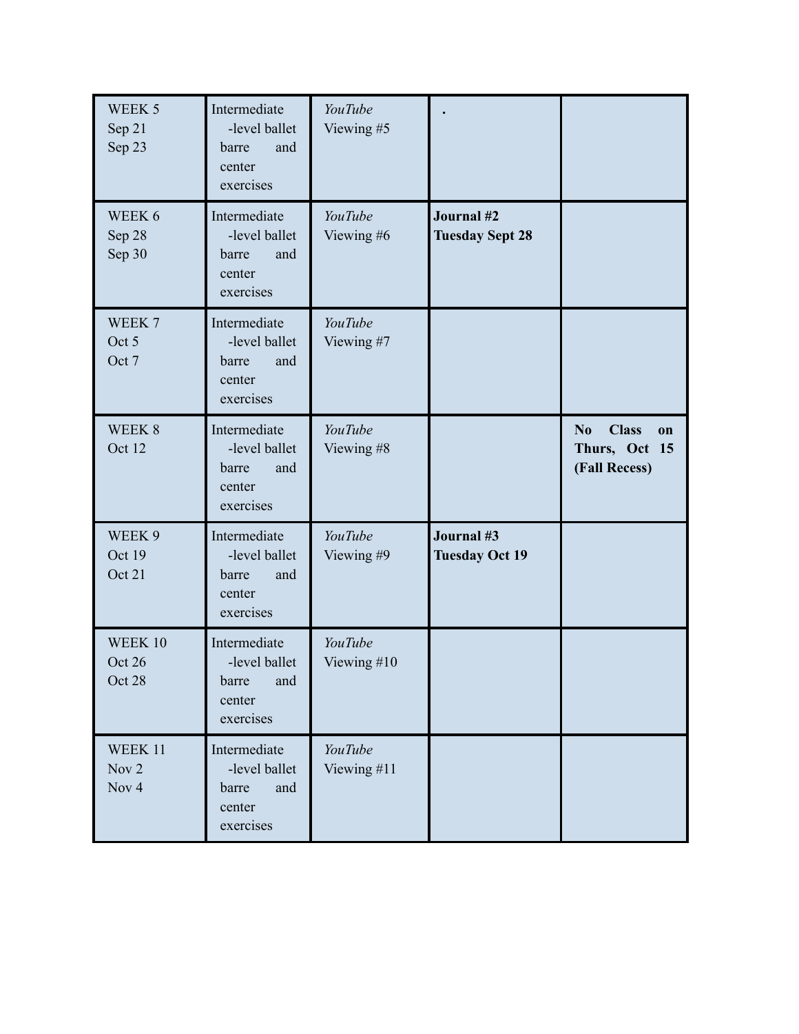| WEEK 5<br>Sep 21<br>Sep 23 | Intermediate -level ballet barre and center exercises | *YouTube* Viewing #5 | **.** | |
|---|---|---|---|---|
| WEEK 6<br>Sep 28<br>Sep 30 | Intermediate -level ballet barre and center exercises | *YouTube* Viewing #6 | **Journal #2 Tuesday Sept 28** | |
| WEEK 7<br>Oct 5<br>Oct 7 | Intermediate -level ballet barre and center exercises | *YouTube* Viewing #7 | | |
| WEEK 8<br>Oct 12 | Intermediate -level ballet barre and center exercises | *YouTube* Viewing #8 | | **No Class on Thurs, Oct 15 (Fall Recess)** |
| WEEK 9<br>Oct 19<br>Oct 21 | Intermediate -level ballet barre and center exercises | *YouTube* Viewing #9 | **Journal #3 Tuesday Oct 19** | |
| WEEK 10<br>Oct 26<br>Oct 28 | Intermediate -level ballet barre and center exercises | *YouTube* Viewing #10 | | |
| WEEK 11<br>Nov 2<br>Nov 4 | Intermediate -level ballet barre and center exercises | *YouTube* Viewing #11 | | |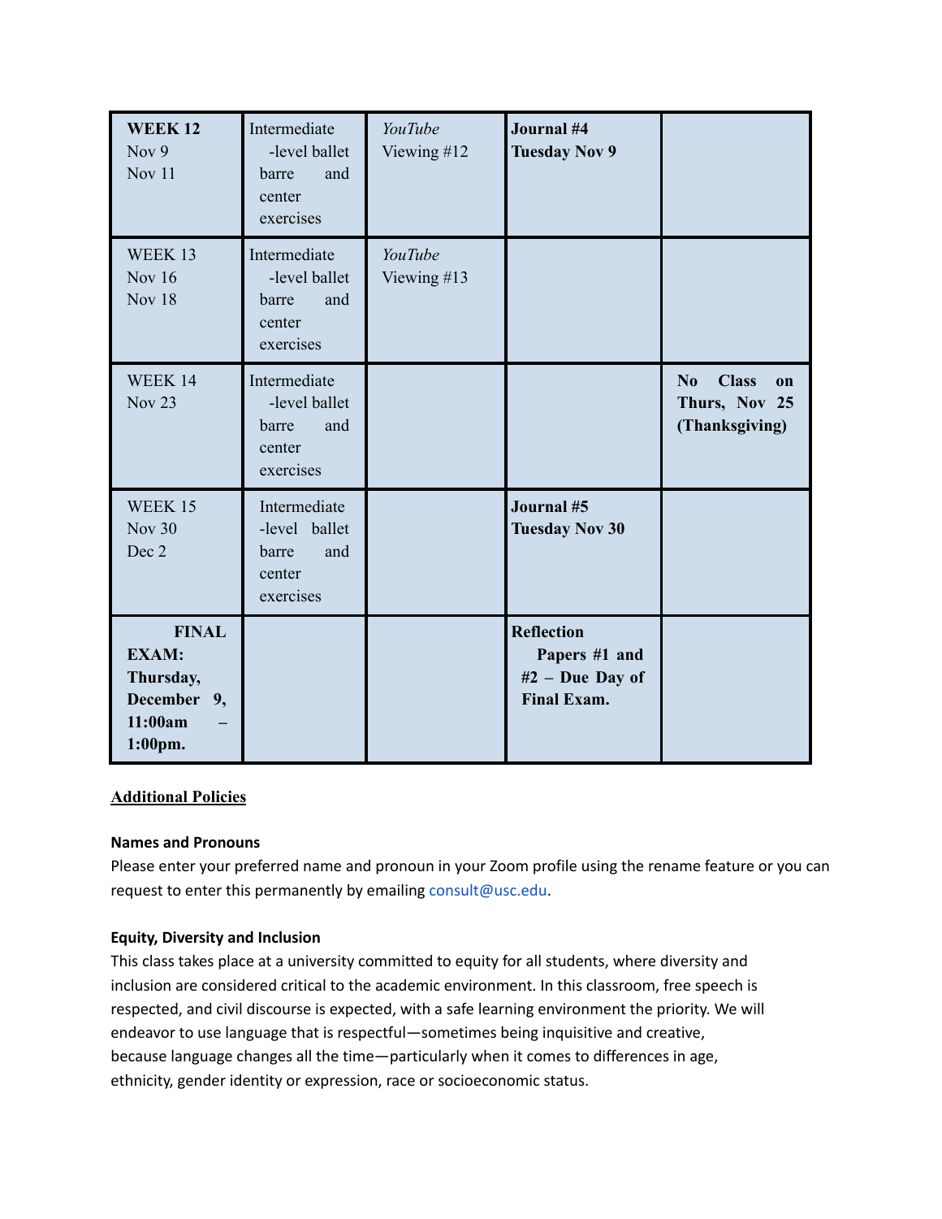| **WEEK 12** Nov 9 Nov 11 | Intermediate -level ballet barre and center exercises | *YouTube* Viewing #12 | **Journal #4 Tuesday Nov 9** | |
|---|---|---|---|---|
| WEEK 13 Nov 16 Nov 18 | Intermediate -level ballet barre and center exercises | *YouTube* Viewing #13 | | |
| WEEK 14 Nov 23 | Intermediate -level ballet barre and center exercises | | | **No Class on Thurs, Nov 25 (Thanksgiving)** |
| WEEK 15 Nov 30 Dec 2 | Intermediate -level ballet barre and center exercises | | **Journal #5 Tuesday Nov 30** | |
| **FINAL EXAM: Thursday, December 9, 11:00am – 1:00pm.** | | | **Reflection Papers #1 and #2 – Due Day of Final Exam.** | |

## Additional Policies

### Names and Pronouns

Please enter your preferred name and pronoun in your Zoom profile using the rename feature or you can request to enter this permanently by emailing consult@usc.edu.

### Equity, Diversity and Inclusion

This class takes place at a university committed to equity for all students, where diversity and inclusion are considered critical to the academic environment. In this classroom, free speech is respected, and civil discourse is expected, with a safe learning environment the priority. We will endeavor to use language that is respectful—sometimes being inquisitive and creative, because language changes all the time—particularly when it comes to differences in age, ethnicity, gender identity or expression, race or socioeconomic status.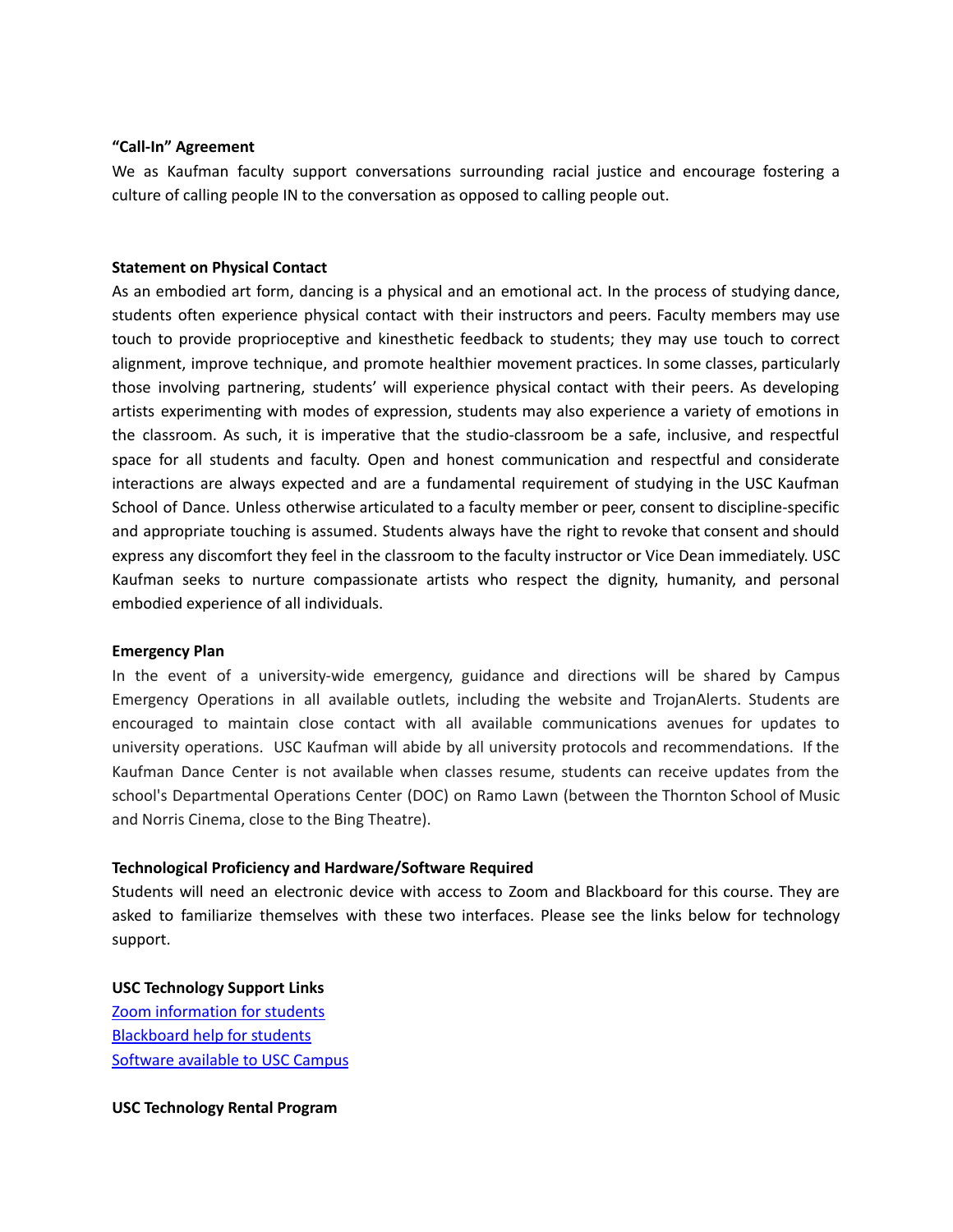**“Call-In” Agreement**

We as Kaufman faculty support conversations surrounding racial justice and encourage fostering a culture of calling people IN to the conversation as opposed to calling people out.

**Statement on Physical Contact**

As an embodied art form, dancing is a physical and an emotional act. In the process of studying dance, students often experience physical contact with their instructors and peers. Faculty members may use touch to provide proprioceptive and kinesthetic feedback to students; they may use touch to correct alignment, improve technique, and promote healthier movement practices. In some classes, particularly those involving partnering, students' will experience physical contact with their peers. As developing artists experimenting with modes of expression, students may also experience a variety of emotions in the classroom. As such, it is imperative that the studio-classroom be a safe, inclusive, and respectful space for all students and faculty. Open and honest communication and respectful and considerate interactions are always expected and are a fundamental requirement of studying in the USC Kaufman School of Dance. Unless otherwise articulated to a faculty member or peer, consent to discipline-specific and appropriate touching is assumed. Students always have the right to revoke that consent and should express any discomfort they feel in the classroom to the faculty instructor or Vice Dean immediately. USC Kaufman seeks to nurture compassionate artists who respect the dignity, humanity, and personal embodied experience of all individuals.

**Emergency Plan**

In the event of a university-wide emergency, guidance and directions will be shared by Campus Emergency Operations in all available outlets, including the website and TrojanAlerts. Students are encouraged to maintain close contact with all available communications avenues for updates to university operations. USC Kaufman will abide by all university protocols and recommendations. If the Kaufman Dance Center is not available when classes resume, students can receive updates from the school's Departmental Operations Center (DOC) on Ramo Lawn (between the Thornton School of Music and Norris Cinema, close to the Bing Theatre).

**Technological Proficiency and Hardware/Software Required**

Students will need an electronic device with access to Zoom and Blackboard for this course. They are asked to familiarize themselves with these two interfaces. Please see the links below for technology support.

**USC Technology Support Links**

Zoom information for students
Blackboard help for students
Software available to USC Campus

**USC Technology Rental Program**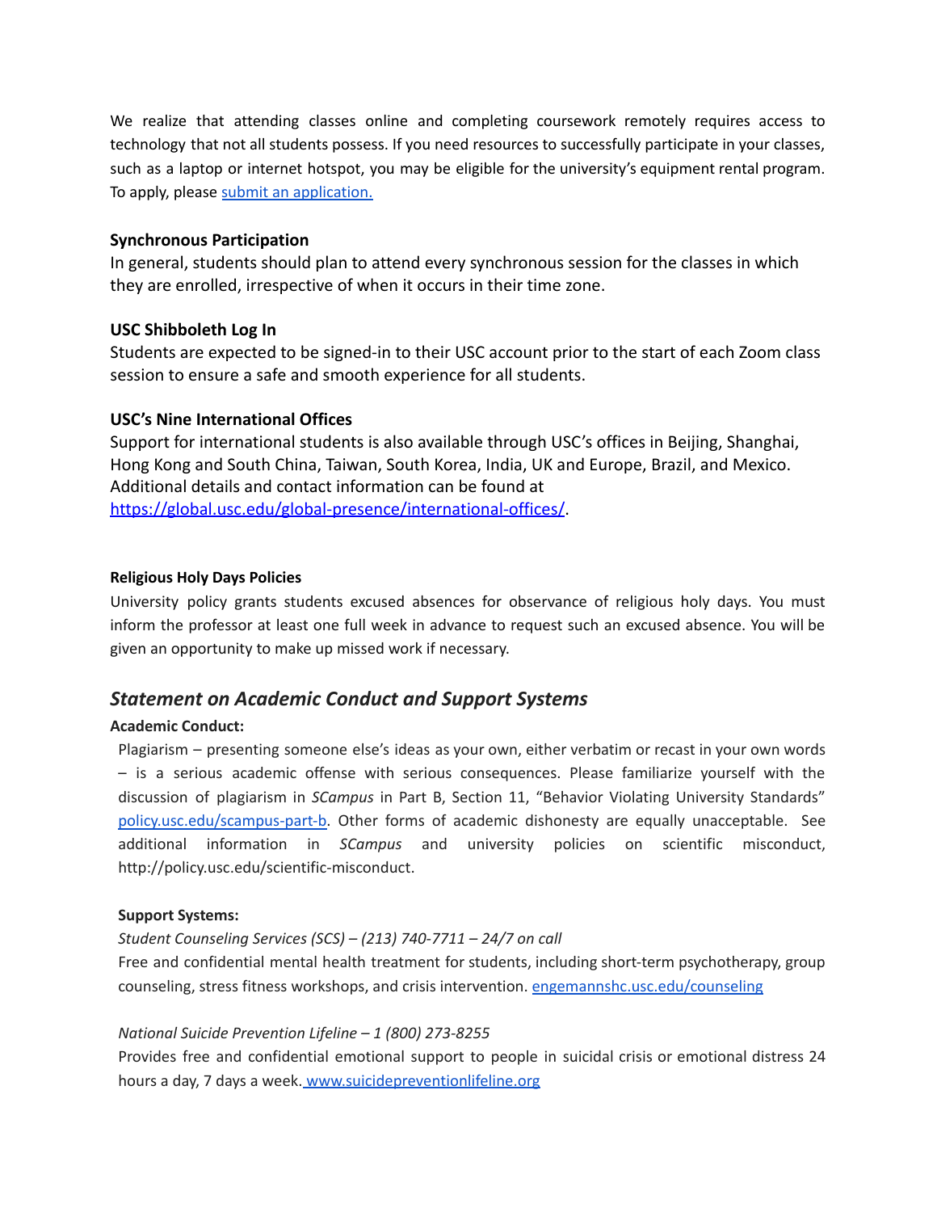We realize that attending classes online and completing coursework remotely requires access to technology that not all students possess. If you need resources to successfully participate in your classes, such as a laptop or internet hotspot, you may be eligible for the university's equipment rental program. To apply, please [submit an application.]()

**Synchronous Participation**

In general, students should plan to attend every synchronous session for the classes in which they are enrolled, irrespective of when it occurs in their time zone.

**USC Shibboleth Log In**

Students are expected to be signed-in to their USC account prior to the start of each Zoom class session to ensure a safe and smooth experience for all students.

**USC's Nine International Offices**

Support for international students is also available through USC's offices in Beijing, Shanghai, Hong Kong and South China, Taiwan, South Korea, India, UK and Europe, Brazil, and Mexico. Additional details and contact information can be found at [https://global.usc.edu/global-presence/international-offices/](https://global.usc.edu/global-presence/international-offices/).

**Religious Holy Days Policies**

University policy grants students excused absences for observance of religious holy days. You must inform the professor at least one full week in advance to request such an excused absence. You will be given an opportunity to make up missed work if necessary.

## *Statement on Academic Conduct and Support Systems*

**Academic Conduct:**

Plagiarism – presenting someone else's ideas as your own, either verbatim or recast in your own words – is a serious academic offense with serious consequences. Please familiarize yourself with the discussion of plagiarism in *SCampus* in Part B, Section 11, "Behavior Violating University Standards" [policy.usc.edu/scampus-part-b](policy.usc.edu/scampus-part-b). Other forms of academic dishonesty are equally unacceptable. See additional information in *SCampus* and university policies on scientific misconduct, http://policy.usc.edu/scientific-misconduct.

**Support Systems:**

*Student Counseling Services (SCS) – (213) 740-7711 – 24/7 on call*

Free and confidential mental health treatment for students, including short-term psychotherapy, group counseling, stress fitness workshops, and crisis intervention. [engemannshc.usc.edu/counseling](engemannshc.usc.edu/counseling)

*National Suicide Prevention Lifeline – 1 (800) 273-8255*

Provides free and confidential emotional support to people in suicidal crisis or emotional distress 24 hours a day, 7 days a week. [www.suicidepreventionlifeline.org](www.suicidepreventionlifeline.org)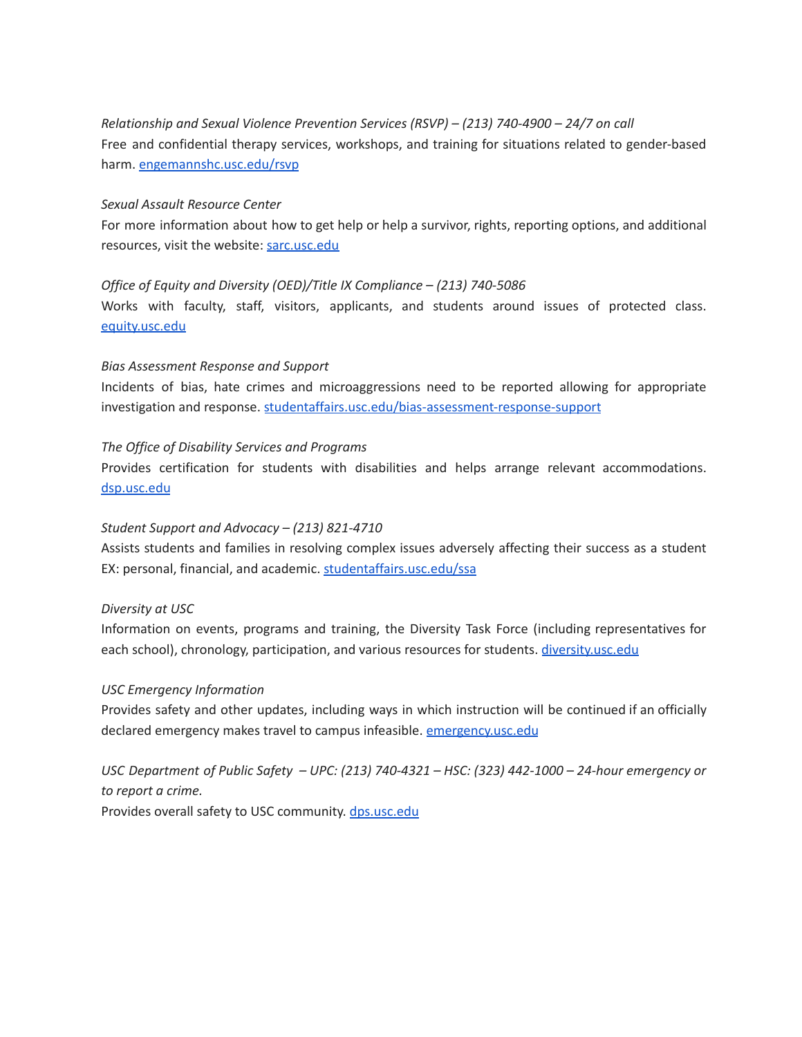*Relationship and Sexual Violence Prevention Services (RSVP) – (213) 740-4900 – 24/7 on call*
Free and confidential therapy services, workshops, and training for situations related to gender-based harm. [engemannshc.usc.edu/rsvp](engemannshc.usc.edu/rsvp)

*Sexual Assault Resource Center*
For more information about how to get help or help a survivor, rights, reporting options, and additional resources, visit the website: [sarc.usc.edu](sarc.usc.edu)

*Office of Equity and Diversity (OED)/Title IX Compliance – (213) 740-5086*
Works with faculty, staff, visitors, applicants, and students around issues of protected class. [equity.usc.edu](equity.usc.edu)

*Bias Assessment Response and Support*
Incidents of bias, hate crimes and microaggressions need to be reported allowing for appropriate investigation and response. [studentaffairs.usc.edu/bias-assessment-response-support](studentaffairs.usc.edu/bias-assessment-response-support)

*The Office of Disability Services and Programs*
Provides certification for students with disabilities and helps arrange relevant accommodations. [dsp.usc.edu](dsp.usc.edu)

*Student Support and Advocacy – (213) 821-4710*
Assists students and families in resolving complex issues adversely affecting their success as a student EX: personal, financial, and academic. [studentaffairs.usc.edu/ssa](studentaffairs.usc.edu/ssa)

*Diversity at USC*
Information on events, programs and training, the Diversity Task Force (including representatives for each school), chronology, participation, and various resources for students. [diversity.usc.edu](diversity.usc.edu)

*USC Emergency Information*
Provides safety and other updates, including ways in which instruction will be continued if an officially declared emergency makes travel to campus infeasible. [emergency.usc.edu](emergency.usc.edu)

*USC Department of Public Safety – UPC: (213) 740-4321 – HSC: (323) 442-1000 – 24-hour emergency or to report a crime.*
Provides overall safety to USC community. [dps.usc.edu](dps.usc.edu)